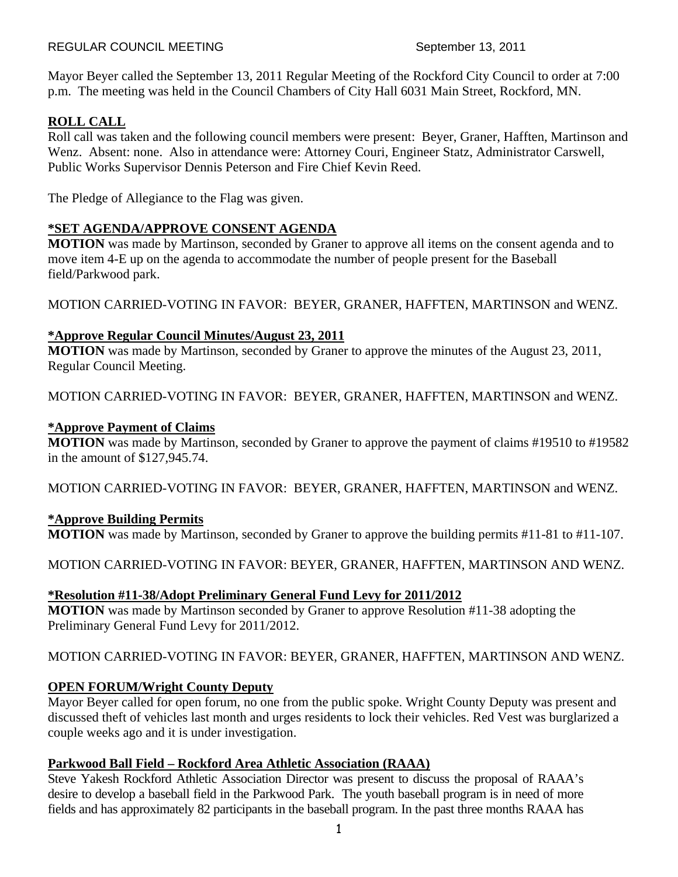REGULAR COUNCIL MEETING September 13, 2011

Mayor Beyer called the September 13, 2011 Regular Meeting of the Rockford City Council to order at 7:00 p.m. The meeting was held in the Council Chambers of City Hall 6031 Main Street, Rockford, MN.

**ROLL CALL**

Roll call was taken and the following council members were present: Beyer, Graner, Hafften, Martinson and Wenz. Absent: none. Also in attendance were: Attorney Couri, Engineer Statz, Administrator Carswell, Public Works Supervisor Dennis Peterson and Fire Chief Kevin Reed.

The Pledge of Allegiance to the Flag was given.

**\*SET AGENDA/APPROVE CONSENT AGENDA**

**MOTION** was made by Martinson, seconded by Graner to approve all items on the consent agenda and to move item 4-E up on the agenda to accommodate the number of people present for the Baseball field/Parkwood park.

MOTION CARRIED-VOTING IN FAVOR: BEYER, GRANER, HAFFTEN, MARTINSON and WENZ.

**\*Approve Regular Council Minutes/August 23, 2011**

**MOTION** was made by Martinson, seconded by Graner to approve the minutes of the August 23, 2011, Regular Council Meeting.

MOTION CARRIED-VOTING IN FAVOR: BEYER, GRANER, HAFFTEN, MARTINSON and WENZ.

**\*Approve Payment of Claims**

**MOTION** was made by Martinson, seconded by Graner to approve the payment of claims #19510 to #19582 in the amount of $127,945.74.

MOTION CARRIED-VOTING IN FAVOR: BEYER, GRANER, HAFFTEN, MARTINSON and WENZ.

**\*Approve Building Permits**

**MOTION** was made by Martinson, seconded by Graner to approve the building permits #11-81 to #11-107.

MOTION CARRIED-VOTING IN FAVOR: BEYER, GRANER, HAFFTEN, MARTINSON AND WENZ.

**\*Resolution #11-38/Adopt Preliminary General Fund Levy for 2011/2012**

**MOTION** was made by Martinson seconded by Graner to approve Resolution #11-38 adopting the Preliminary General Fund Levy for 2011/2012.

MOTION CARRIED-VOTING IN FAVOR: BEYER, GRANER, HAFFTEN, MARTINSON AND WENZ.

**OPEN FORUM/Wright County Deputy**

Mayor Beyer called for open forum, no one from the public spoke. Wright County Deputy was present and discussed theft of vehicles last month and urges residents to lock their vehicles. Red Vest was burglarized a couple weeks ago and it is under investigation.

**Parkwood Ball Field – Rockford Area Athletic Association (RAAA)**

Steve Yakesh Rockford Athletic Association Director was present to discuss the proposal of RAAA's desire to develop a baseball field in the Parkwood Park. The youth baseball program is in need of more fields and has approximately 82 participants in the baseball program. In the past three months RAAA has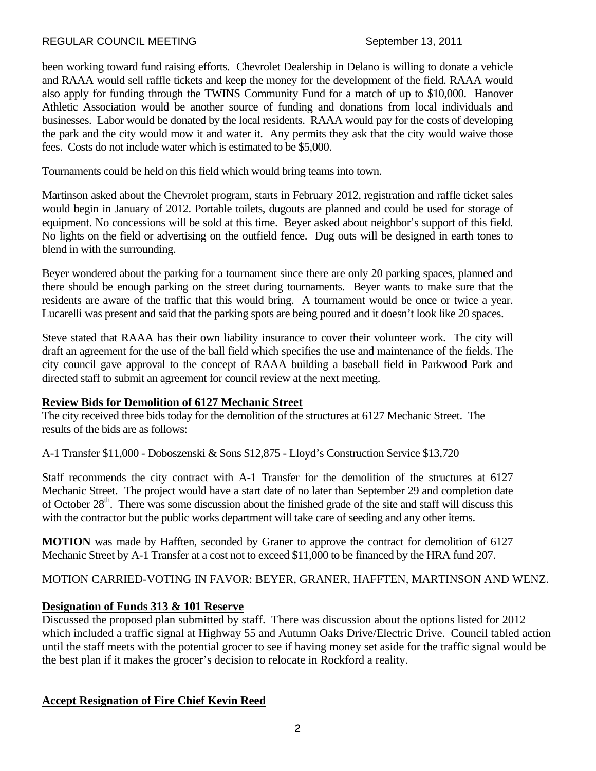been working toward fund raising efforts. Chevrolet Dealership in Delano is willing to donate a vehicle and RAAA would sell raffle tickets and keep the money for the development of the field. RAAA would also apply for funding through the TWINS Community Fund for a match of up to $10,000. Hanover Athletic Association would be another source of funding and donations from local individuals and businesses. Labor would be donated by the local residents. RAAA would pay for the costs of developing the park and the city would mow it and water it. Any permits they ask that the city would waive those fees. Costs do not include water which is estimated to be $5,000.

Tournaments could be held on this field which would bring teams into town.

Martinson asked about the Chevrolet program, starts in February 2012, registration and raffle ticket sales would begin in January of 2012. Portable toilets, dugouts are planned and could be used for storage of equipment. No concessions will be sold at this time. Beyer asked about neighbor's support of this field. No lights on the field or advertising on the outfield fence. Dug outs will be designed in earth tones to blend in with the surrounding.

Beyer wondered about the parking for a tournament since there are only 20 parking spaces, planned and there should be enough parking on the street during tournaments. Beyer wants to make sure that the residents are aware of the traffic that this would bring. A tournament would be once or twice a year. Lucarelli was present and said that the parking spots are being poured and it doesn't look like 20 spaces.

Steve stated that RAAA has their own liability insurance to cover their volunteer work. The city will draft an agreement for the use of the ball field which specifies the use and maintenance of the fields. The city council gave approval to the concept of RAAA building a baseball field in Parkwood Park and directed staff to submit an agreement for council review at the next meeting.

**Review Bids for Demolition of 6127 Mechanic Street**

The city received three bids today for the demolition of the structures at 6127 Mechanic Street. The results of the bids are as follows:

A-1 Transfer $11,000 - Doboszenski & Sons $12,875 - Lloyd's Construction Service $13,720

Staff recommends the city contract with A-1 Transfer for the demolition of the structures at 6127 Mechanic Street. The project would have a start date of no later than September 29 and completion date of October 28th. There was some discussion about the finished grade of the site and staff will discuss this with the contractor but the public works department will take care of seeding and any other items.

**MOTION** was made by Hafften, seconded by Graner to approve the contract for demolition of 6127 Mechanic Street by A-1 Transfer at a cost not to exceed $11,000 to be financed by the HRA fund 207.

MOTION CARRIED-VOTING IN FAVOR: BEYER, GRANER, HAFFTEN, MARTINSON AND WENZ.

**Designation of Funds 313 & 101 Reserve**

Discussed the proposed plan submitted by staff. There was discussion about the options listed for 2012 which included a traffic signal at Highway 55 and Autumn Oaks Drive/Electric Drive. Council tabled action until the staff meets with the potential grocer to see if having money set aside for the traffic signal would be the best plan if it makes the grocer's decision to relocate in Rockford a reality.

**Accept Resignation of Fire Chief Kevin Reed**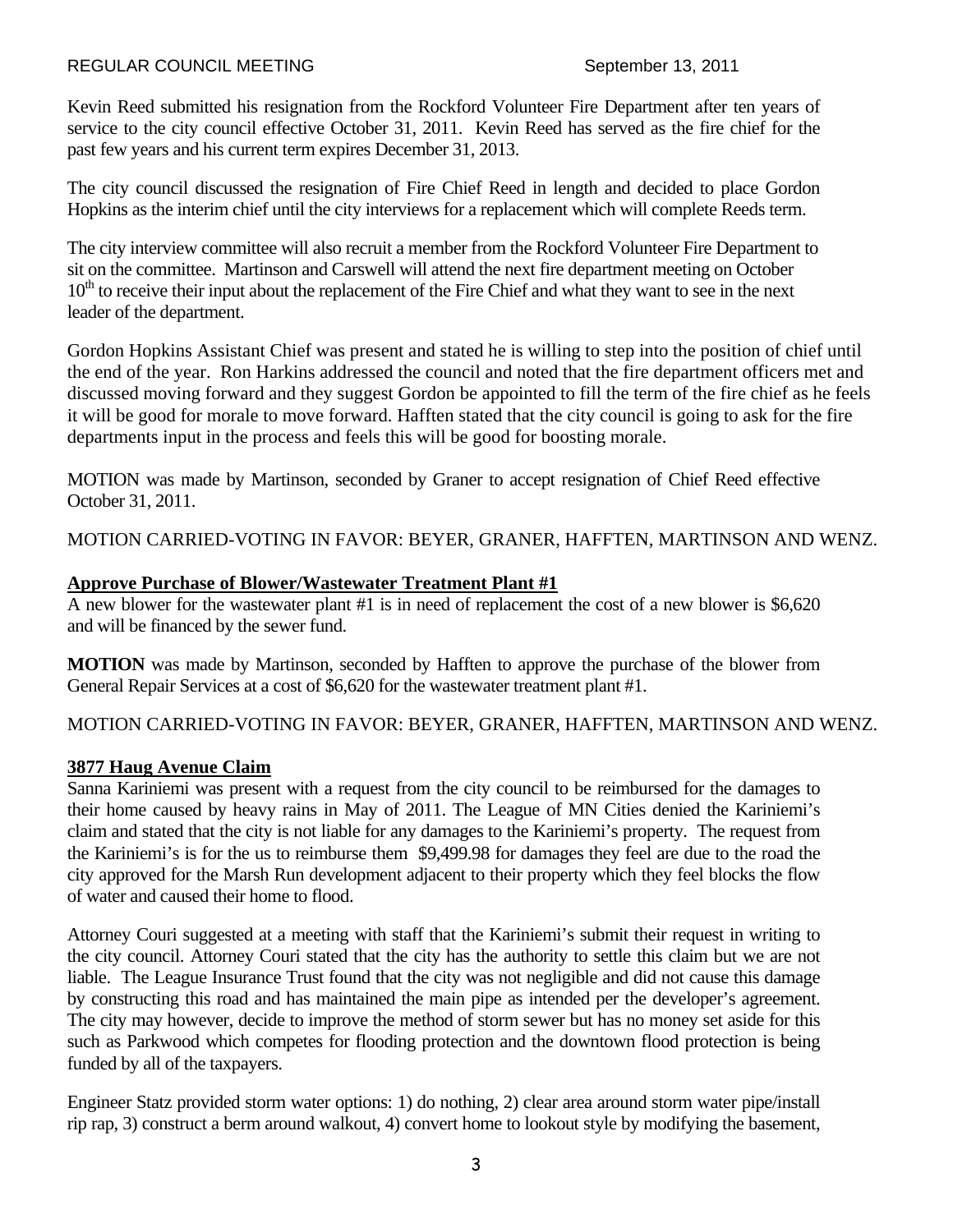Kevin Reed submitted his resignation from the Rockford Volunteer Fire Department after ten years of service to the city council effective October 31, 2011. Kevin Reed has served as the fire chief for the past few years and his current term expires December 31, 2013.

The city council discussed the resignation of Fire Chief Reed in length and decided to place Gordon Hopkins as the interim chief until the city interviews for a replacement which will complete Reeds term.

The city interview committee will also recruit a member from the Rockford Volunteer Fire Department to sit on the committee. Martinson and Carswell will attend the next fire department meeting on October 10th to receive their input about the replacement of the Fire Chief and what they want to see in the next leader of the department.

Gordon Hopkins Assistant Chief was present and stated he is willing to step into the position of chief until the end of the year. Ron Harkins addressed the council and noted that the fire department officers met and discussed moving forward and they suggest Gordon be appointed to fill the term of the fire chief as he feels it will be good for morale to move forward. Hafften stated that the city council is going to ask for the fire departments input in the process and feels this will be good for boosting morale.

MOTION was made by Martinson, seconded by Graner to accept resignation of Chief Reed effective October 31, 2011.

MOTION CARRIED-VOTING IN FAVOR: BEYER, GRANER, HAFFTEN, MARTINSON AND WENZ.

**Approve Purchase of Blower/Wastewater Treatment Plant #1**

A new blower for the wastewater plant #1 is in need of replacement the cost of a new blower is $6,620 and will be financed by the sewer fund.

**MOTION** was made by Martinson, seconded by Hafften to approve the purchase of the blower from General Repair Services at a cost of $6,620 for the wastewater treatment plant #1.

MOTION CARRIED-VOTING IN FAVOR: BEYER, GRANER, HAFFTEN, MARTINSON AND WENZ.

**3877 Haug Avenue Claim**

Sanna Kariniemi was present with a request from the city council to be reimbursed for the damages to their home caused by heavy rains in May of 2011. The League of MN Cities denied the Kariniemi's claim and stated that the city is not liable for any damages to the Kariniemi's property. The request from the Kariniemi's is for the us to reimburse them $9,499.98 for damages they feel are due to the road the city approved for the Marsh Run development adjacent to their property which they feel blocks the flow of water and caused their home to flood.

Attorney Couri suggested at a meeting with staff that the Kariniemi's submit their request in writing to the city council. Attorney Couri stated that the city has the authority to settle this claim but we are not liable. The League Insurance Trust found that the city was not negligible and did not cause this damage by constructing this road and has maintained the main pipe as intended per the developer's agreement. The city may however, decide to improve the method of storm sewer but has no money set aside for this such as Parkwood which competes for flooding protection and the downtown flood protection is being funded by all of the taxpayers.

Engineer Statz provided storm water options: 1) do nothing, 2) clear area around storm water pipe/install rip rap, 3) construct a berm around walkout, 4) convert home to lookout style by modifying the basement,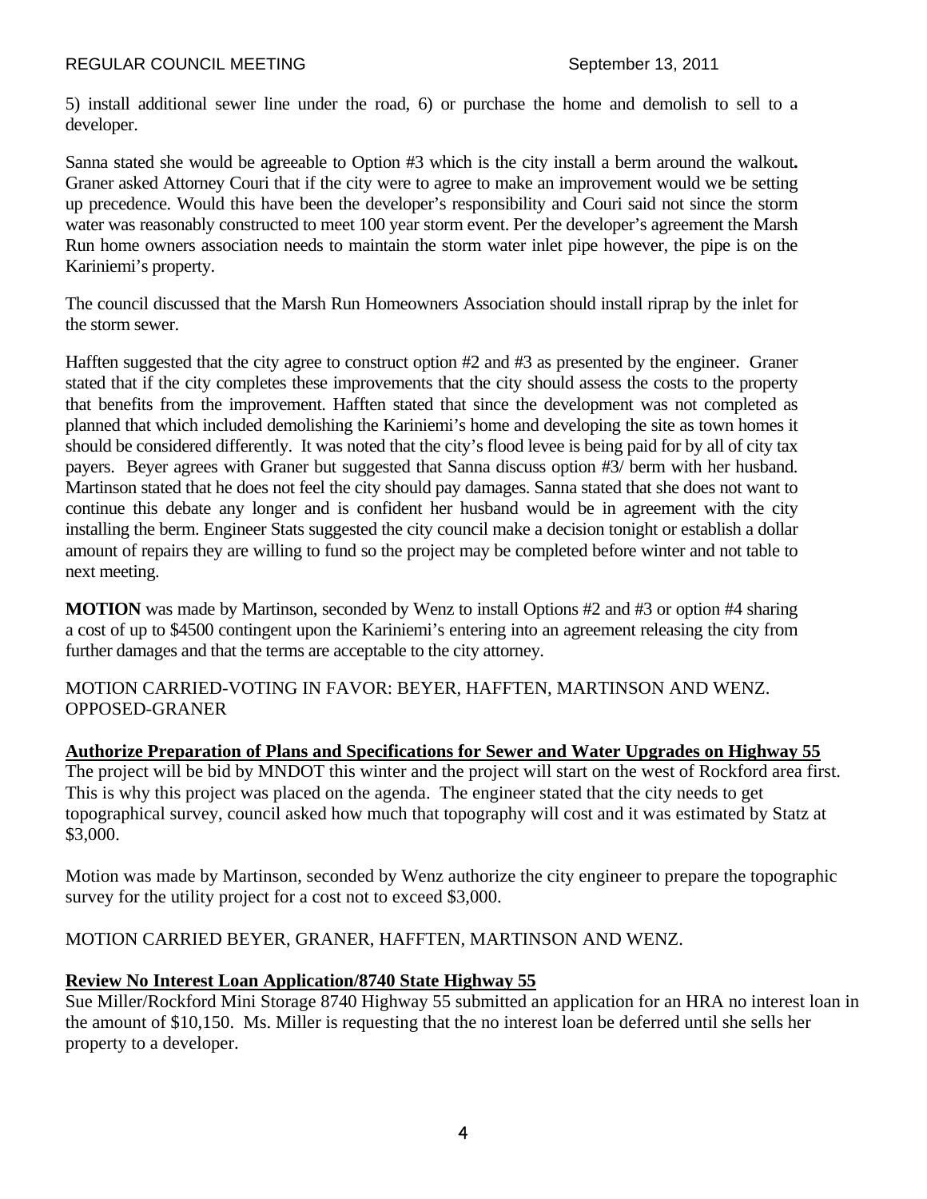5) install additional sewer line under the road, 6) or purchase the home and demolish to sell to a developer.

Sanna stated she would be agreeable to Option #3 which is the city install a berm around the walkout**.** Graner asked Attorney Couri that if the city were to agree to make an improvement would we be setting up precedence. Would this have been the developer's responsibility and Couri said not since the storm water was reasonably constructed to meet 100 year storm event. Per the developer's agreement the Marsh Run home owners association needs to maintain the storm water inlet pipe however, the pipe is on the Kariniemi's property.

The council discussed that the Marsh Run Homeowners Association should install riprap by the inlet for the storm sewer.

Hafften suggested that the city agree to construct option #2 and #3 as presented by the engineer. Graner stated that if the city completes these improvements that the city should assess the costs to the property that benefits from the improvement. Hafften stated that since the development was not completed as planned that which included demolishing the Kariniemi's home and developing the site as town homes it should be considered differently. It was noted that the city's flood levee is being paid for by all of city tax payers. Beyer agrees with Graner but suggested that Sanna discuss option #3/ berm with her husband. Martinson stated that he does not feel the city should pay damages. Sanna stated that she does not want to continue this debate any longer and is confident her husband would be in agreement with the city installing the berm. Engineer Stats suggested the city council make a decision tonight or establish a dollar amount of repairs they are willing to fund so the project may be completed before winter and not table to next meeting.

**MOTION** was made by Martinson, seconded by Wenz to install Options #2 and #3 or option #4 sharing a cost of up to $4500 contingent upon the Kariniemi's entering into an agreement releasing the city from further damages and that the terms are acceptable to the city attorney.

MOTION CARRIED-VOTING IN FAVOR: BEYER, HAFFTEN, MARTINSON AND WENZ. OPPOSED-GRANER

**Authorize Preparation of Plans and Specifications for Sewer and Water Upgrades on Highway 55**

The project will be bid by MNDOT this winter and the project will start on the west of Rockford area first. This is why this project was placed on the agenda. The engineer stated that the city needs to get topographical survey, council asked how much that topography will cost and it was estimated by Statz at $3,000.

Motion was made by Martinson, seconded by Wenz authorize the city engineer to prepare the topographic survey for the utility project for a cost not to exceed $3,000.

MOTION CARRIED BEYER, GRANER, HAFFTEN, MARTINSON AND WENZ.

**Review No Interest Loan Application/8740 State Highway 55**

Sue Miller/Rockford Mini Storage 8740 Highway 55 submitted an application for an HRA no interest loan in the amount of $10,150. Ms. Miller is requesting that the no interest loan be deferred until she sells her property to a developer.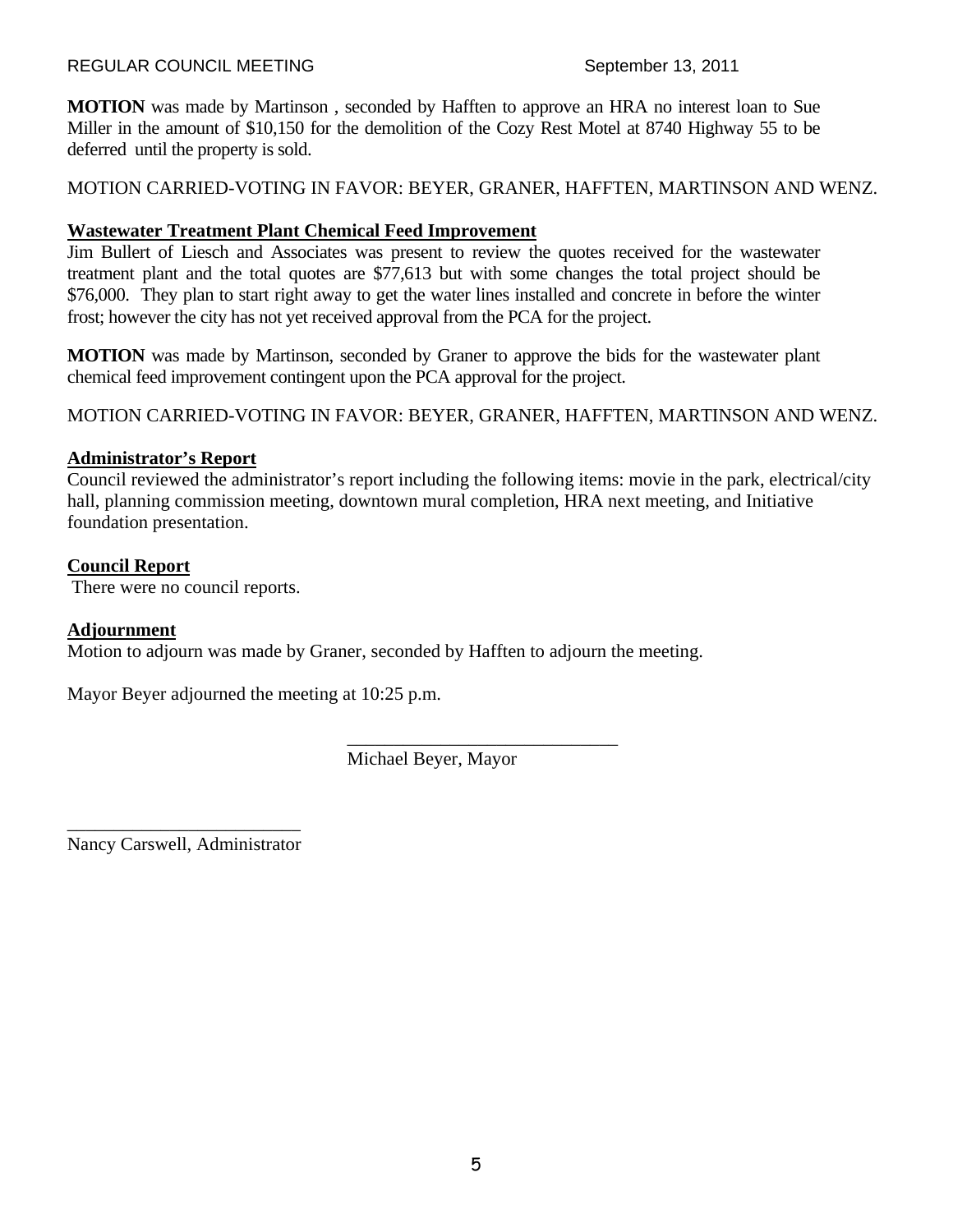**MOTION** was made by Martinson , seconded by Hafften to approve an HRA no interest loan to Sue Miller in the amount of $10,150 for the demolition of the Cozy Rest Motel at 8740 Highway 55 to be deferred until the property is sold.

MOTION CARRIED-VOTING IN FAVOR: BEYER, GRANER, HAFFTEN, MARTINSON AND WENZ.

## Wastewater Treatment Plant Chemical Feed Improvement

Jim Bullert of Liesch and Associates was present to review the quotes received for the wastewater treatment plant and the total quotes are $77,613 but with some changes the total project should be $76,000. They plan to start right away to get the water lines installed and concrete in before the winter frost; however the city has not yet received approval from the PCA for the project.

**MOTION** was made by Martinson, seconded by Graner to approve the bids for the wastewater plant chemical feed improvement contingent upon the PCA approval for the project.

MOTION CARRIED-VOTING IN FAVOR: BEYER, GRANER, HAFFTEN, MARTINSON AND WENZ.

## Administrator's Report

Council reviewed the administrator's report including the following items: movie in the park, electrical/city hall, planning commission meeting, downtown mural completion, HRA next meeting, and Initiative foundation presentation.

## Council Report

There were no council reports.

## Adjournment

Motion to adjourn was made by Graner, seconded by Hafften to adjourn the meeting.

Mayor Beyer adjourned the meeting at 10:25 p.m.

\_\_\_\_\_\_\_\_\_\_\_\_\_\_\_\_\_\_\_\_\_\_\_\_\_\_\_\_
Michael Beyer, Mayor

\_\_\_\_\_\_\_\_\_\_\_\_\_\_\_\_\_\_\_\_\_\_\_\_\_
Nancy Carswell, Administrator